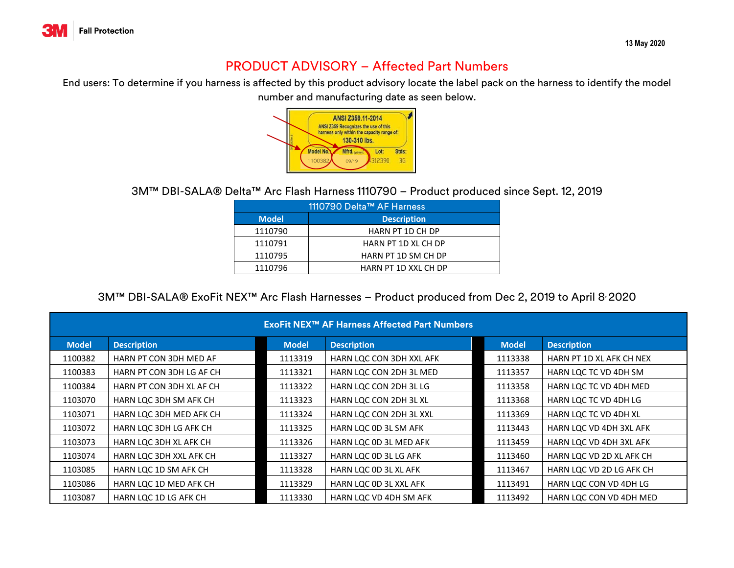3M Fall Protection

13 May 2020

# PRODUCT ADVISORY – Affected Part Numbers

End users: To determine if you harness is affected by this product advisory locate the label pack on the harness to identify the model number and manufacturing date as seen below.

ANSI Z359.11-2014
ANSI Z359 Recognizes the use of this harness only within the capacity range of:
130-310 lbs.

| Model No. | Mfrd. | Lot: | Stds: |
|---|---|---|---|
| 1100382 | 09/19 | 312390 | BG |

## 3M™ DBI-SALA® Delta™ Arc Flash Harness 1110790 – Product produced since Sept. 12, 2019

| 1110790 Delta™ AF Harness | |
|---|---|
| **Model** | **Description** |
| 1110790 | HARN PT 1D CH DP |
| 1110791 | HARN PT 1D XL CH DP |
| 1110795 | HARN PT 1D SM CH DP |
| 1110796 | HARN PT 1D XXL CH DP |

## 3M™ DBI-SALA® ExoFit NEX™ Arc Flash Harnesses – Product produced from Dec 2, 2019 to April 8, 2020

| ExoFit NEX™ AF Harness Affected Part Numbers | | | | | |
|---|---|---|---|---|---|
| **Model** | **Description** | **Model** | **Description** | **Model** | **Description** |
| 1100382 | HARN PT CON 3DH MED AF | 1113319 | HARN LQC CON 3DH XXL AFK | 1113338 | HARN PT 1D XL AFK CH NEX |
| 1100383 | HARN PT CON 3DH LG AF CH | 1113321 | HARN LQC CON 2DH 3L MED | 1113357 | HARN LQC TC VD 4DH SM |
| 1100384 | HARN PT CON 3DH XL AF CH | 1113322 | HARN LQC CON 2DH 3L LG | 1113358 | HARN LQC TC VD 4DH MED |
| 1103070 | HARN LQC 3DH SM AFK CH | 1113323 | HARN LQC CON 2DH 3L XL | 1113368 | HARN LQC TC VD 4DH LG |
| 1103071 | HARN LQC 3DH MED AFK CH | 1113324 | HARN LQC CON 2DH 3L XXL | 1113369 | HARN LQC TC VD 4DH XL |
| 1103072 | HARN LQC 3DH LG AFK CH | 1113325 | HARN LQC 0D 3L SM AFK | 1113443 | HARN LQC VD 4DH 3XL AFK |
| 1103073 | HARN LQC 3DH XL AFK CH | 1113326 | HARN LQC 0D 3L MED AFK | 1113459 | HARN LQC VD 4DH 3XL AFK |
| 1103074 | HARN LQC 3DH XXL AFK CH | 1113327 | HARN LQC 0D 3L LG AFK | 1113460 | HARN LQC VD 2D XL AFK CH |
| 1103085 | HARN LQC 1D SM AFK CH | 1113328 | HARN LQC 0D 3L XL AFK | 1113467 | HARN LQC VD 2D LG AFK CH |
| 1103086 | HARN LQC 1D MED AFK CH | 1113329 | HARN LQC 0D 3L XXL AFK | 1113491 | HARN LQC CON VD 4DH LG |
| 1103087 | HARN LQC 1D LG AFK CH | 1113330 | HARN LQC VD 4DH SM AFK | 1113492 | HARN LQC CON VD 4DH MED |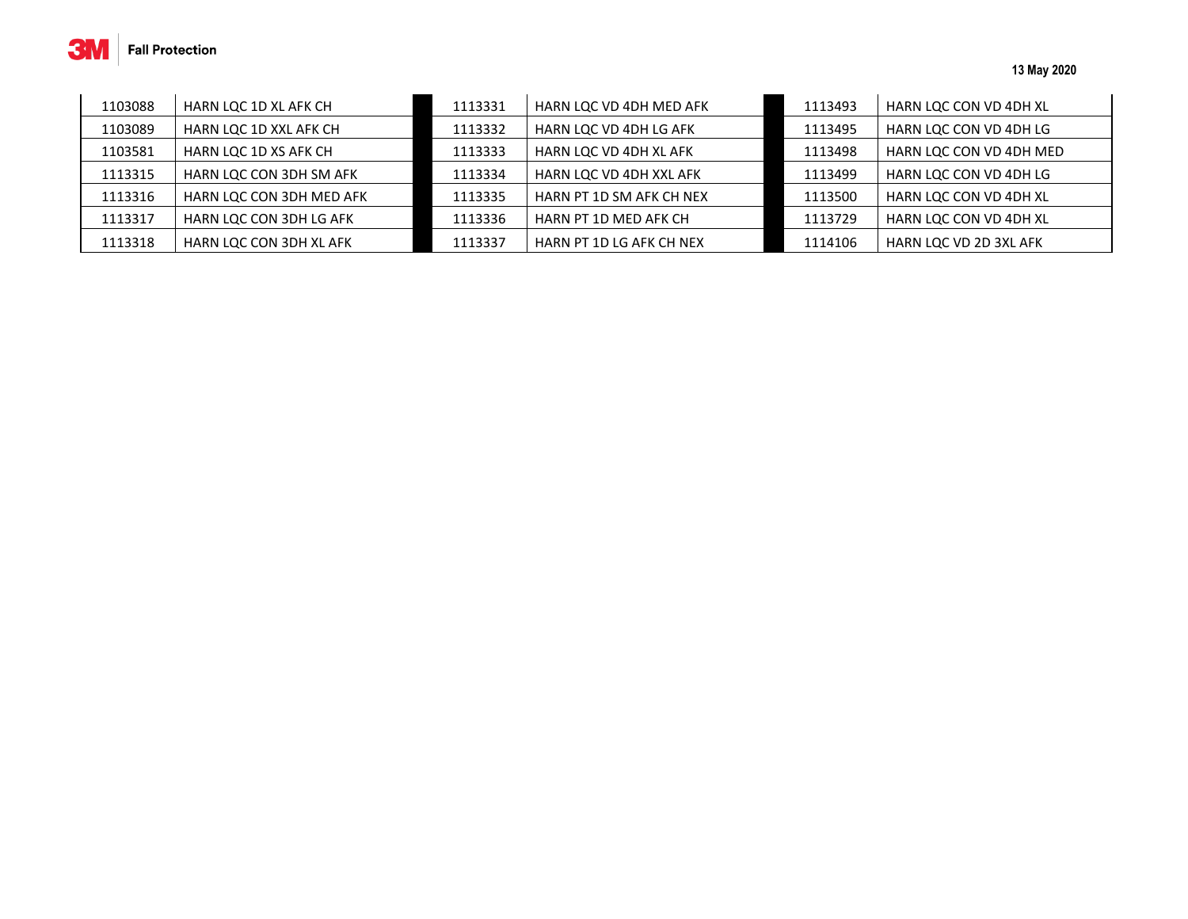| | | | | | |
|---|---|---|---|---|---|
| 1103088 | HARN LQC 1D XL AFK CH | 1113331 | HARN LQC VD 4DH MED AFK | 1113493 | HARN LQC CON VD 4DH XL |
| 1103089 | HARN LQC 1D XXL AFK CH | 1113332 | HARN LQC VD 4DH LG AFK | 1113495 | HARN LQC CON VD 4DH LG |
| 1103581 | HARN LQC 1D XS AFK CH | 1113333 | HARN LQC VD 4DH XL AFK | 1113498 | HARN LQC CON VD 4DH MED |
| 1113315 | HARN LQC CON 3DH SM AFK | 1113334 | HARN LQC VD 4DH XXL AFK | 1113499 | HARN LQC CON VD 4DH LG |
| 1113316 | HARN LQC CON 3DH MED AFK | 1113335 | HARN PT 1D SM AFK CH NEX | 1113500 | HARN LQC CON VD 4DH XL |
| 1113317 | HARN LQC CON 3DH LG AFK | 1113336 | HARN PT 1D MED AFK CH | 1113729 | HARN LQC CON VD 4DH XL |
| 1113318 | HARN LQC CON 3DH XL AFK | 1113337 | HARN PT 1D LG AFK CH NEX | 1114106 | HARN LQC VD 2D 3XL AFK |